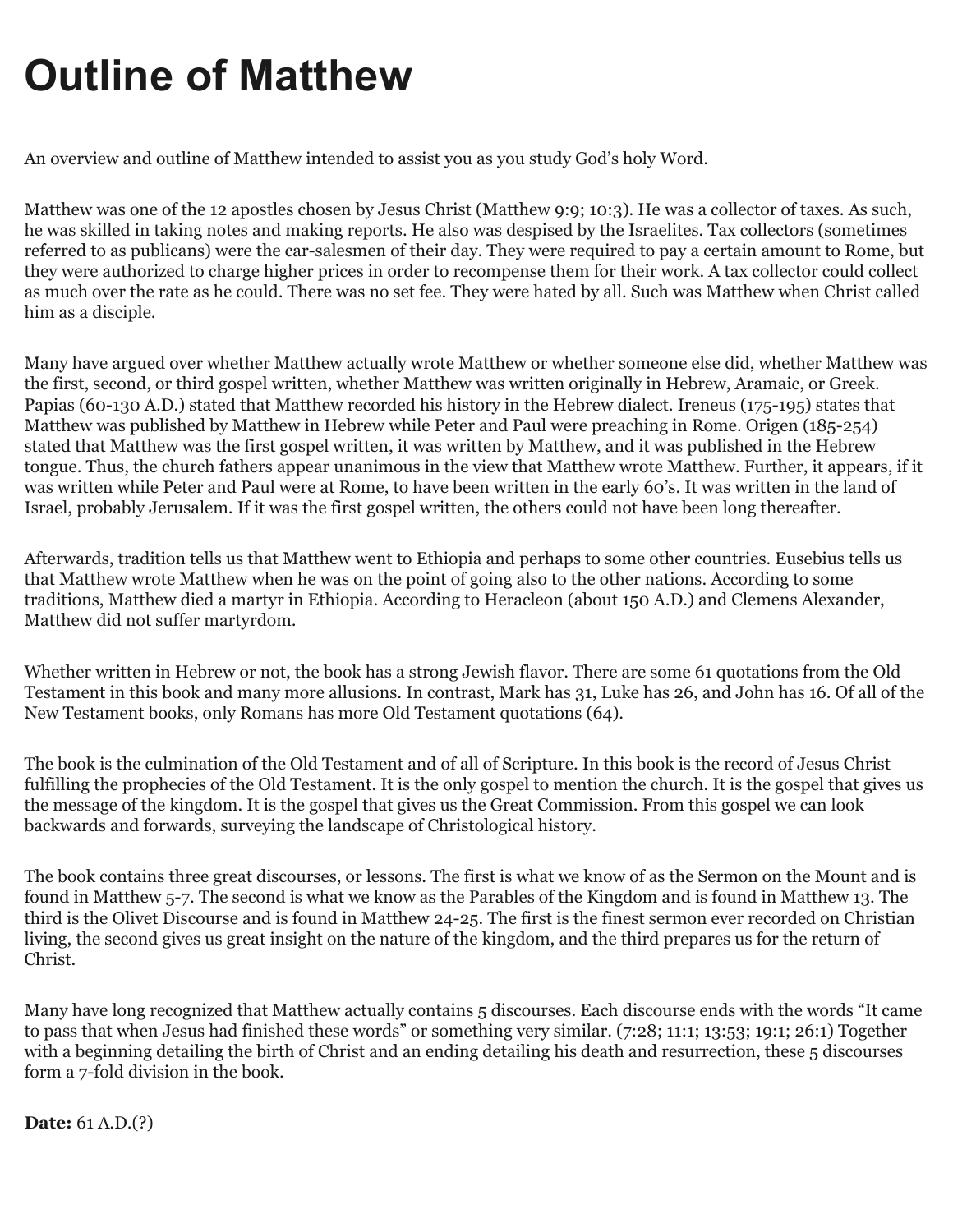# Outline of Matthew

An overview and outline of Matthew intended to assist you as you study God's holy Word.

Matthew was one of the 12 apostles chosen by Jesus Christ (Matthew 9:9; 10:3). He was a collector of taxes. As such, he was skilled in taking notes and making reports. He also was despised by the Israelites. Tax collectors (sometimes referred to as publicans) were the car-salesmen of their day. They were required to pay a certain amount to Rome, but they were authorized to charge higher prices in order to recompense them for their work. A tax collector could collect as much over the rate as he could. There was no set fee. They were hated by all. Such was Matthew when Christ called him as a disciple.

Many have argued over whether Matthew actually wrote Matthew or whether someone else did, whether Matthew was the first, second, or third gospel written, whether Matthew was written originally in Hebrew, Aramaic, or Greek. Papias (60-130 A.D.) stated that Matthew recorded his history in the Hebrew dialect. Ireneus (175-195) states that Matthew was published by Matthew in Hebrew while Peter and Paul were preaching in Rome. Origen (185-254) stated that Matthew was the first gospel written, it was written by Matthew, and it was published in the Hebrew tongue. Thus, the church fathers appear unanimous in the view that Matthew wrote Matthew. Further, it appears, if it was written while Peter and Paul were at Rome, to have been written in the early 60's. It was written in the land of Israel, probably Jerusalem. If it was the first gospel written, the others could not have been long thereafter.

Afterwards, tradition tells us that Matthew went to Ethiopia and perhaps to some other countries. Eusebius tells us that Matthew wrote Matthew when he was on the point of going also to the other nations. According to some traditions, Matthew died a martyr in Ethiopia. According to Heracleon (about 150 A.D.) and Clemens Alexander, Matthew did not suffer martyrdom.

Whether written in Hebrew or not, the book has a strong Jewish flavor. There are some 61 quotations from the Old Testament in this book and many more allusions. In contrast, Mark has 31, Luke has 26, and John has 16. Of all of the New Testament books, only Romans has more Old Testament quotations (64).

The book is the culmination of the Old Testament and of all of Scripture. In this book is the record of Jesus Christ fulfilling the prophecies of the Old Testament. It is the only gospel to mention the church. It is the gospel that gives us the message of the kingdom. It is the gospel that gives us the Great Commission. From this gospel we can look backwards and forwards, surveying the landscape of Christological history.

The book contains three great discourses, or lessons. The first is what we know of as the Sermon on the Mount and is found in Matthew 5-7. The second is what we know as the Parables of the Kingdom and is found in Matthew 13. The third is the Olivet Discourse and is found in Matthew 24-25. The first is the finest sermon ever recorded on Christian living, the second gives us great insight on the nature of the kingdom, and the third prepares us for the return of Christ.

Many have long recognized that Matthew actually contains 5 discourses. Each discourse ends with the words "It came to pass that when Jesus had finished these words" or something very similar. (7:28; 11:1; 13:53; 19:1; 26:1) Together with a beginning detailing the birth of Christ and an ending detailing his death and resurrection, these 5 discourses form a 7-fold division in the book.

**Date:** 61 A.D.(?)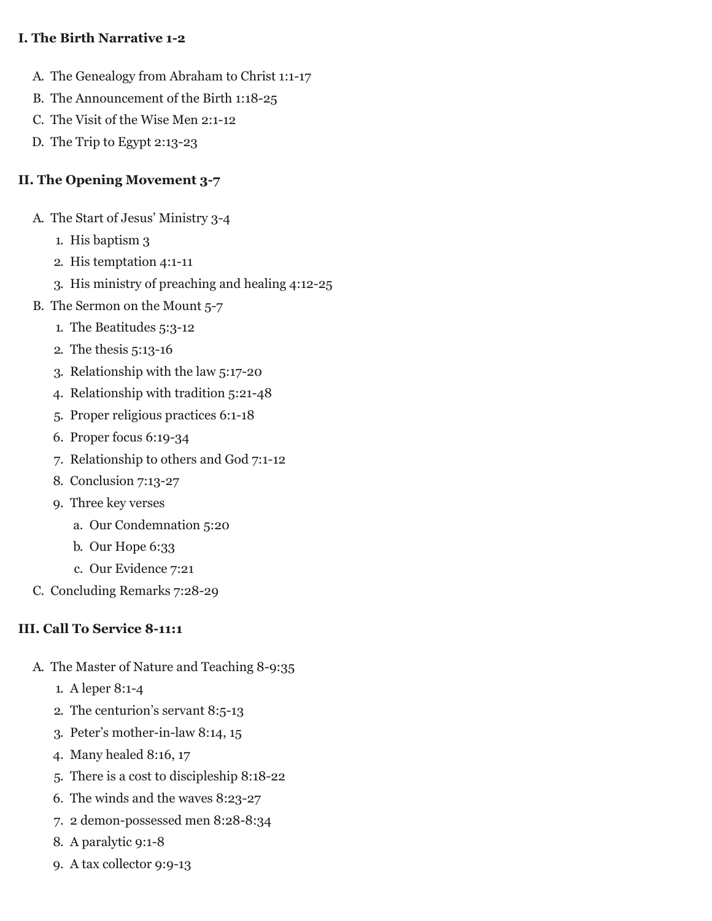**I. The Birth Narrative 1-2**

A. The Genealogy from Abraham to Christ 1:1-17
B. The Announcement of the Birth 1:18-25
C. The Visit of the Wise Men 2:1-12
D. The Trip to Egypt 2:13-23

**II. The Opening Movement 3-7**

A. The Start of Jesus' Ministry 3-4
   1. His baptism 3
   2. His temptation 4:1-11
   3. His ministry of preaching and healing 4:12-25
B. The Sermon on the Mount 5-7
   1. The Beatitudes 5:3-12
   2. The thesis 5:13-16
   3. Relationship with the law 5:17-20
   4. Relationship with tradition 5:21-48
   5. Proper religious practices 6:1-18
   6. Proper focus 6:19-34
   7. Relationship to others and God 7:1-12
   8. Conclusion 7:13-27
   9. Three key verses
      a. Our Condemnation 5:20
      b. Our Hope 6:33
      c. Our Evidence 7:21
C. Concluding Remarks 7:28-29

**III. Call To Service 8-11:1**

A. The Master of Nature and Teaching 8-9:35
   1. A leper 8:1-4
   2. The centurion's servant 8:5-13
   3. Peter's mother-in-law 8:14, 15
   4. Many healed 8:16, 17
   5. There is a cost to discipleship 8:18-22
   6. The winds and the waves 8:23-27
   7. 2 demon-possessed men 8:28-8:34
   8. A paralytic 9:1-8
   9. A tax collector 9:9-13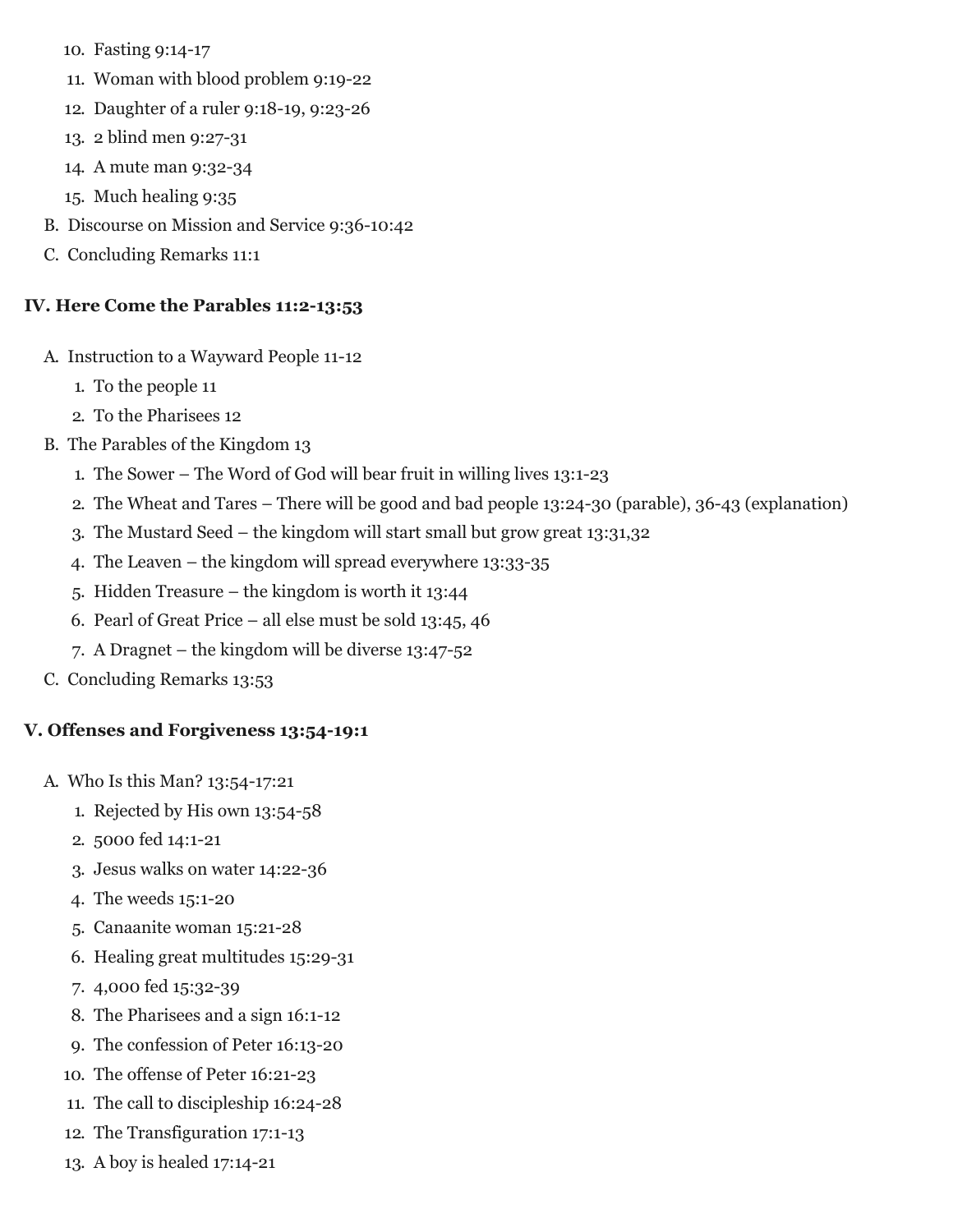10. Fasting 9:14-17
11. Woman with blood problem 9:19-22
12. Daughter of a ruler 9:18-19, 9:23-26
13. 2 blind men 9:27-31
14. A mute man 9:32-34
15. Much healing 9:35

B. Discourse on Mission and Service 9:36-10:42

C. Concluding Remarks 11:1

**IV. Here Come the Parables 11:2-13:53**

A. Instruction to a Wayward People 11-12
1. To the people 11
2. To the Pharisees 12

B. The Parables of the Kingdom 13
1. The Sower – The Word of God will bear fruit in willing lives 13:1-23
2. The Wheat and Tares – There will be good and bad people 13:24-30 (parable), 36-43 (explanation)
3. The Mustard Seed – the kingdom will start small but grow great 13:31,32
4. The Leaven – the kingdom will spread everywhere 13:33-35
5. Hidden Treasure – the kingdom is worth it 13:44
6. Pearl of Great Price – all else must be sold 13:45, 46
7. A Dragnet – the kingdom will be diverse 13:47-52

C. Concluding Remarks 13:53

**V. Offenses and Forgiveness 13:54-19:1**

A. Who Is this Man? 13:54-17:21
1. Rejected by His own 13:54-58
2. 5000 fed 14:1-21
3. Jesus walks on water 14:22-36
4. The weeds 15:1-20
5. Canaanite woman 15:21-28
6. Healing great multitudes 15:29-31
7. 4,000 fed 15:32-39
8. The Pharisees and a sign 16:1-12
9. The confession of Peter 16:13-20
10. The offense of Peter 16:21-23
11. The call to discipleship 16:24-28
12. The Transfiguration 17:1-13
13. A boy is healed 17:14-21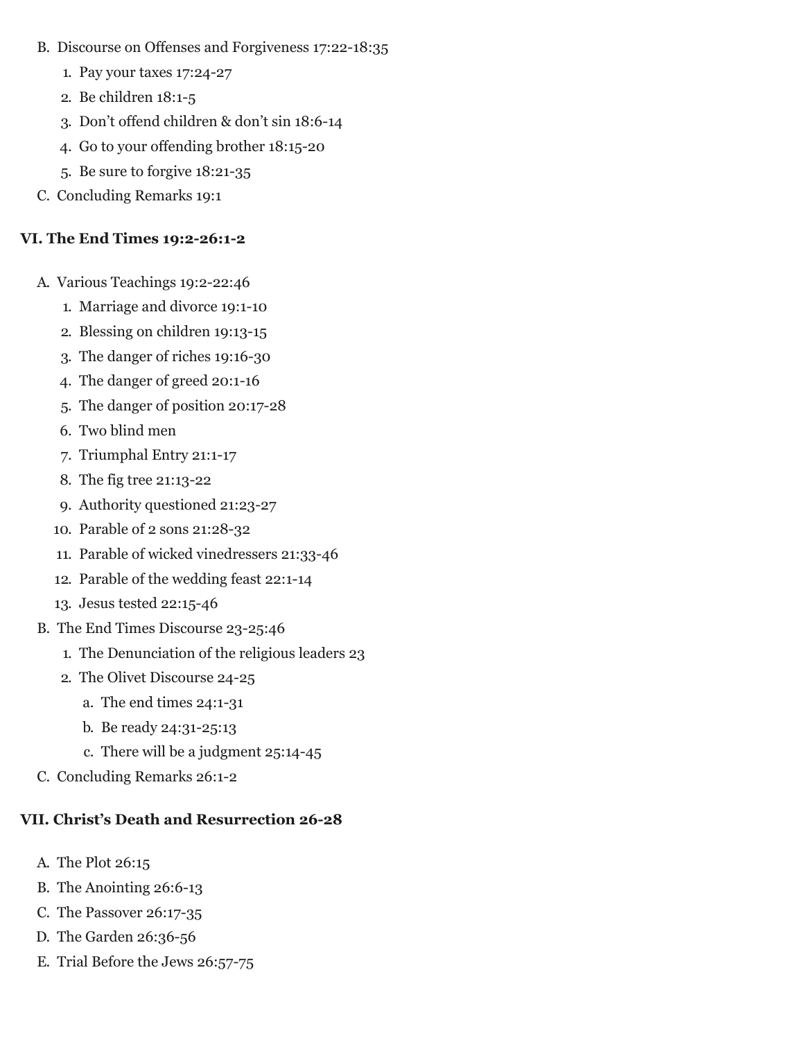B. Discourse on Offenses and Forgiveness 17:22-18:35
   1. Pay your taxes 17:24-27
   2. Be children 18:1-5
   3. Don't offend children & don't sin 18:6-14
   4. Go to your offending brother 18:15-20
   5. Be sure to forgive 18:21-35

C. Concluding Remarks 19:1

**VI. The End Times 19:2-26:1-2**

A. Various Teachings 19:2-22:46
   1. Marriage and divorce 19:1-10
   2. Blessing on children 19:13-15
   3. The danger of riches 19:16-30
   4. The danger of greed 20:1-16
   5. The danger of position 20:17-28
   6. Two blind men
   7. Triumphal Entry 21:1-17
   8. The fig tree 21:13-22
   9. Authority questioned 21:23-27
   10. Parable of 2 sons 21:28-32
   11. Parable of wicked vinedressers 21:33-46
   12. Parable of the wedding feast 22:1-14
   13. Jesus tested 22:15-46

B. The End Times Discourse 23-25:46
   1. The Denunciation of the religious leaders 23
   2. The Olivet Discourse 24-25
      a. The end times 24:1-31
      b. Be ready 24:31-25:13
      c. There will be a judgment 25:14-45

C. Concluding Remarks 26:1-2

**VII. Christ's Death and Resurrection 26-28**

A. The Plot 26:15

B. The Anointing 26:6-13

C. The Passover 26:17-35

D. The Garden 26:36-56

E. Trial Before the Jews 26:57-75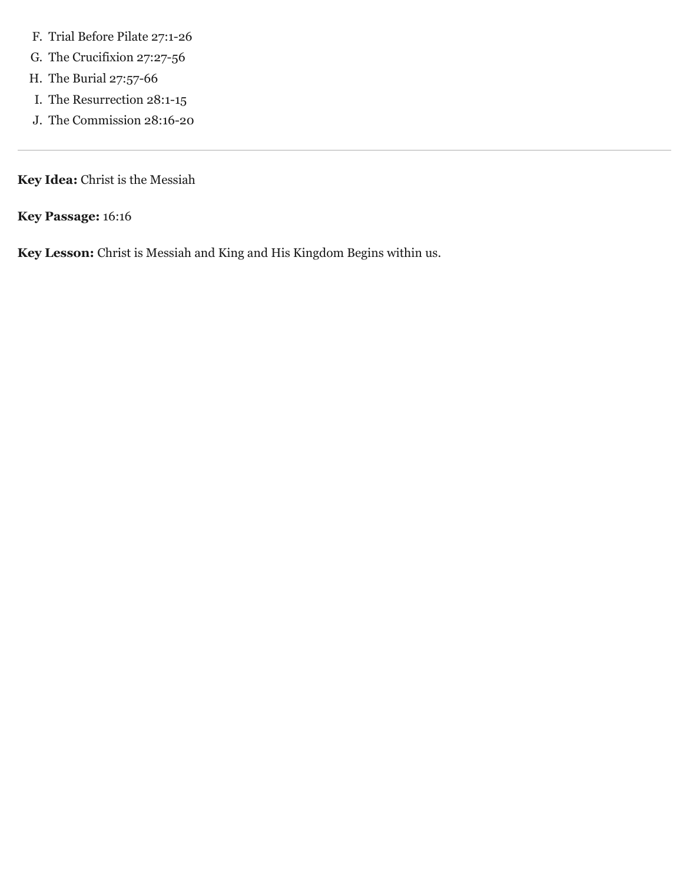F. Trial Before Pilate 27:1-26
G. The Crucifixion 27:27-56
H. The Burial 27:57-66
I. The Resurrection 28:1-15
J. The Commission 28:16-20

---

**Key Idea:** Christ is the Messiah

**Key Passage:** 16:16

**Key Lesson:** Christ is Messiah and King and His Kingdom Begins within us.